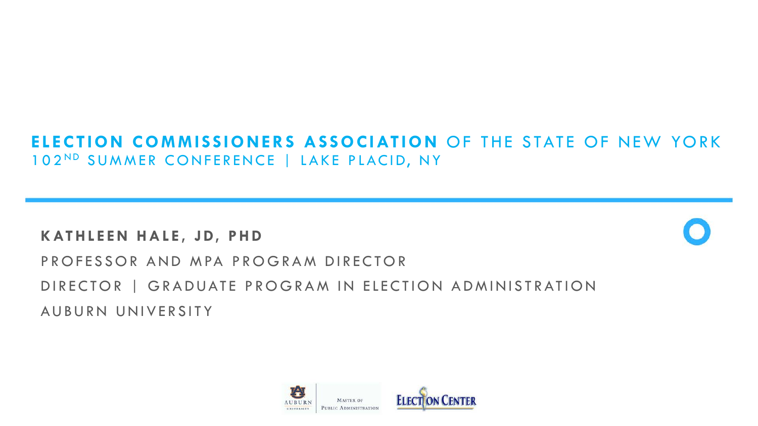# ELECTION COMMISSIONERS ASSOCIATION OF THE STATE OF NEW YORK

102ND SUMMER CONFERENCE | LAKE PLACID, NY

**KATHLEEN HALE, JD, PHD**

PROFESSOR AND MPA PROGRAM DIRECTOR

DIRECTOR | GRADUATE PROGRAM IN ELECTION ADMINISTRATION

AUBURN UNIVERSITY

AUBURN UNIVERSITY | MASTER OF PUBLIC ADMINISTRATION

ELECTION CENTER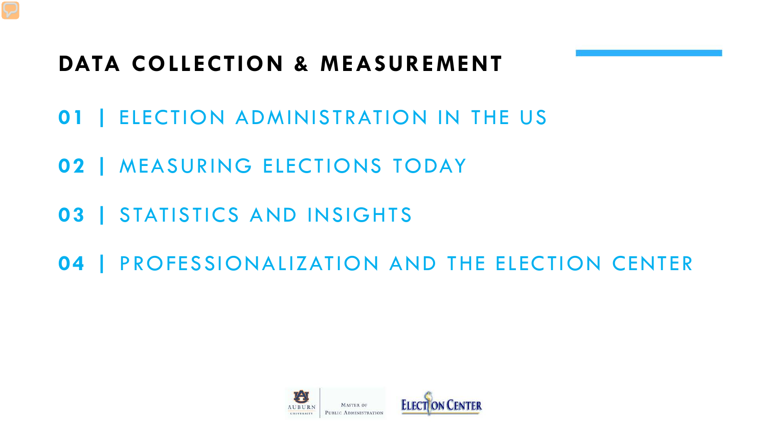# DATA COLLECTION & MEASUREMENT

**01** | ELECTION ADMINISTRATION IN THE US

**02** | MEASURING ELECTIONS TODAY

**03** | STATISTICS AND INSIGHTS

**04** | PROFESSIONALIZATION AND THE ELECTION CENTER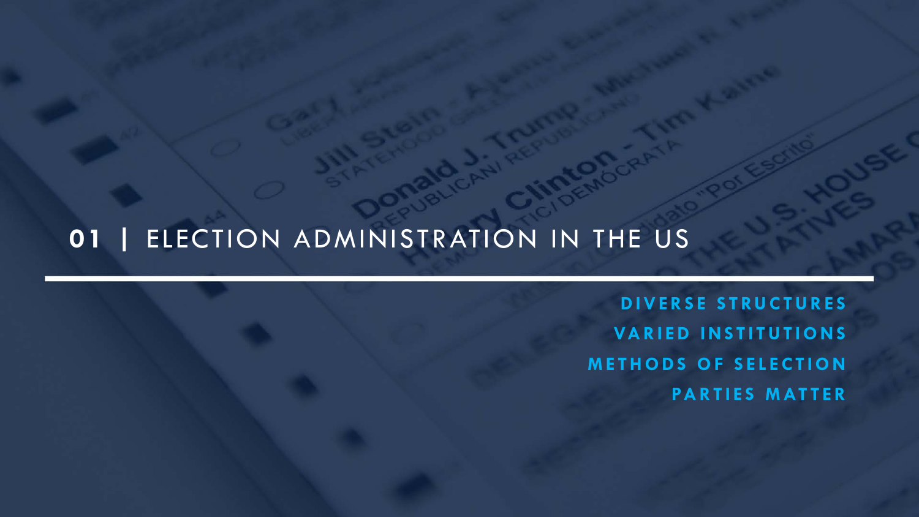## 01 | ELECTION ADMINISTRATION IN THE US

DIVERSE STRUCTURES

VARIED INSTITUTIONS

METHODS OF SELECTION

PARTIES MATTER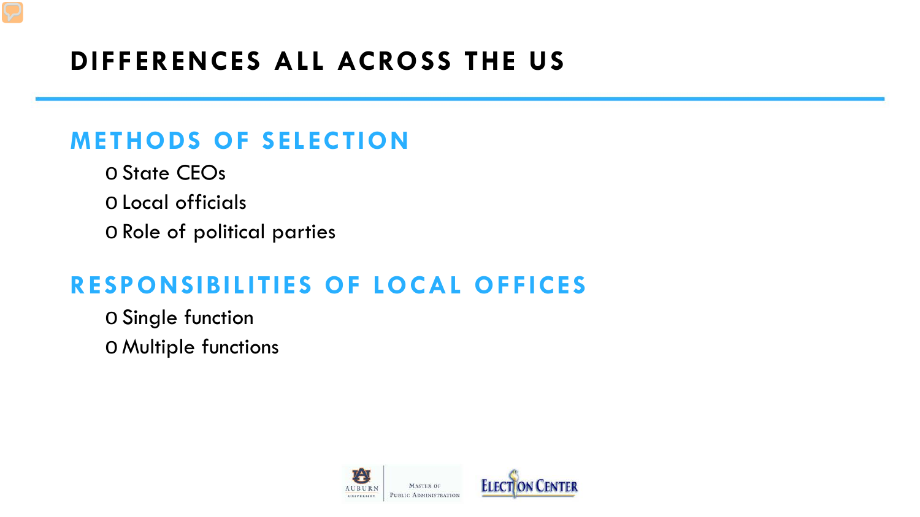# DIFFERENCES ALL ACROSS THE US

## METHODS OF SELECTION

- State CEOs
- Local officials
- Role of political parties

## RESPONSIBILITIES OF LOCAL OFFICES

- Single function
- Multiple functions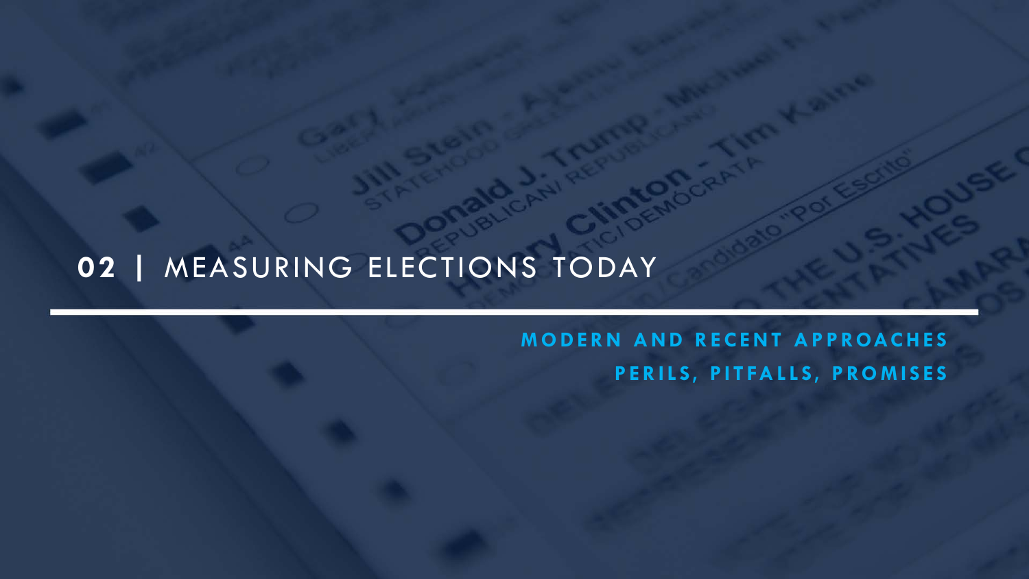# 02 | MEASURING ELECTIONS TODAY

**MODERN AND RECENT APPROACHES**

**PERILS, PITFALLS, PROMISES**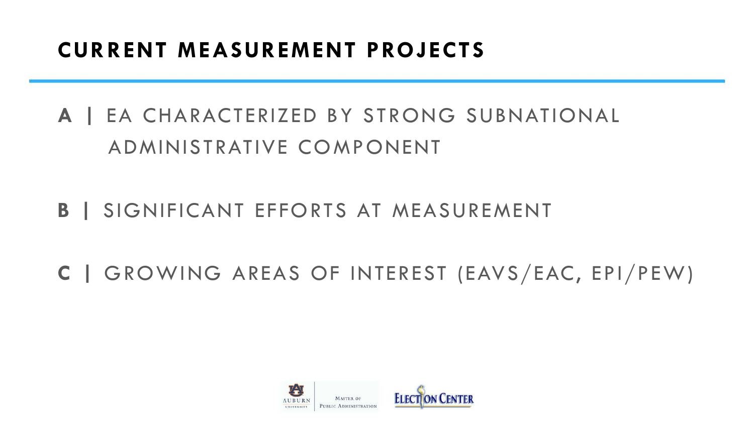# CURRENT MEASUREMENT PROJECTS

**A |** EA CHARACTERIZED BY STRONG SUBNATIONAL ADMINISTRATIVE COMPONENT

**B |** SIGNIFICANT EFFORTS AT MEASUREMENT

**C |** GROWING AREAS OF INTEREST (EAVS/EAC, EPI/PEW)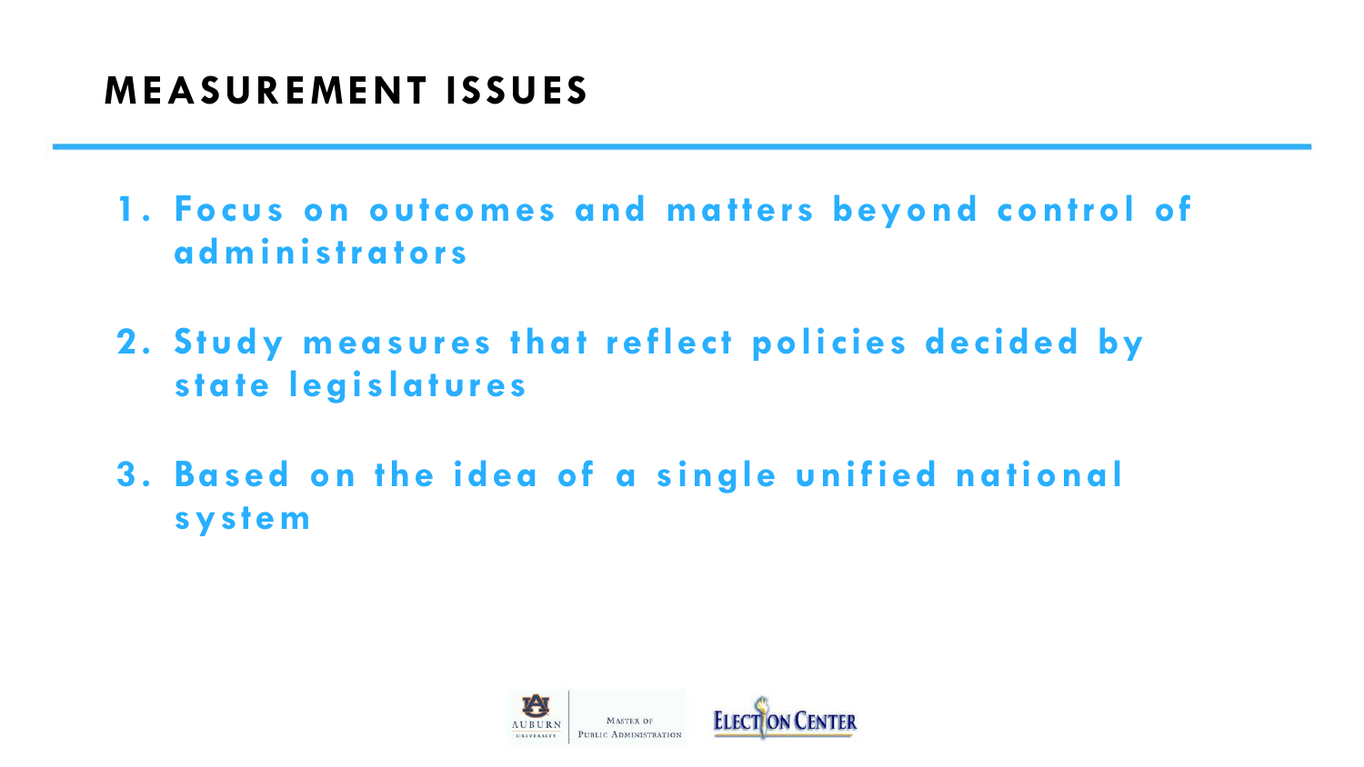## MEASUREMENT ISSUES

1. **Focus on outcomes and matters beyond control of administrators**
2. **Study measures that reflect policies decided by state legislatures**
3. **Based on the idea of a single unified national system**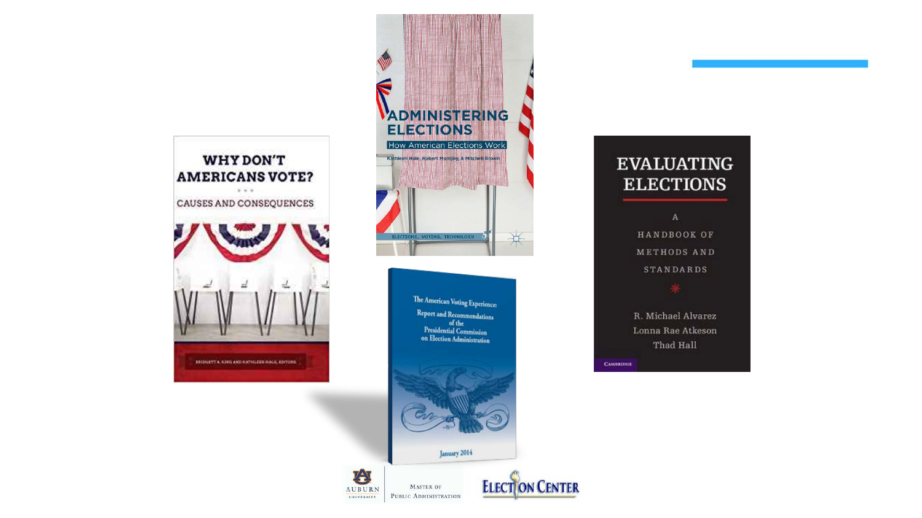WHY DON'T AMERICANS VOTE?

CAUSES AND CONSEQUENCES

BRIDGETT A. KING AND KATHLEEN HALE, EDITORS

ADMINISTERING ELECTIONS

How American Elections Work

Kathleen Hale, Robert Montjoy, & Mitchell Brown

ELECTIONS, VOTING, TECHNOLOGY

The American Voting Experience:

Report and Recommendations of the Presidential Commission on Election Administration

January 2014

EVALUATING ELECTIONS

A HANDBOOK OF METHODS AND STANDARDS

R. Michael Alvarez

Lonna Rae Atkeson

Thad Hall

CAMBRIDGE

AUBURN UNIVERSITY

Master of Public Administration

ELECTION CENTER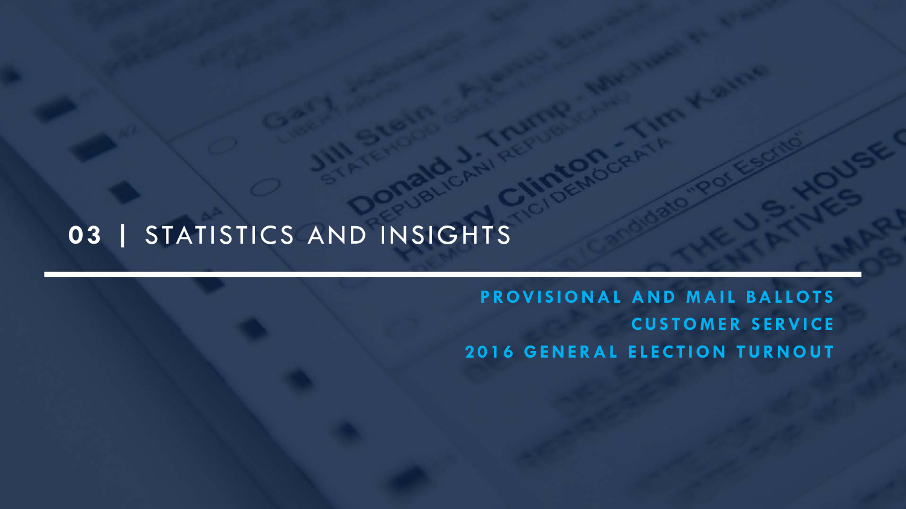# 03 | STATISTICS AND INSIGHTS

**PROVISIONAL AND MAIL BALLOTS**

**CUSTOMER SERVICE**

**2016 GENERAL ELECTION TURNOUT**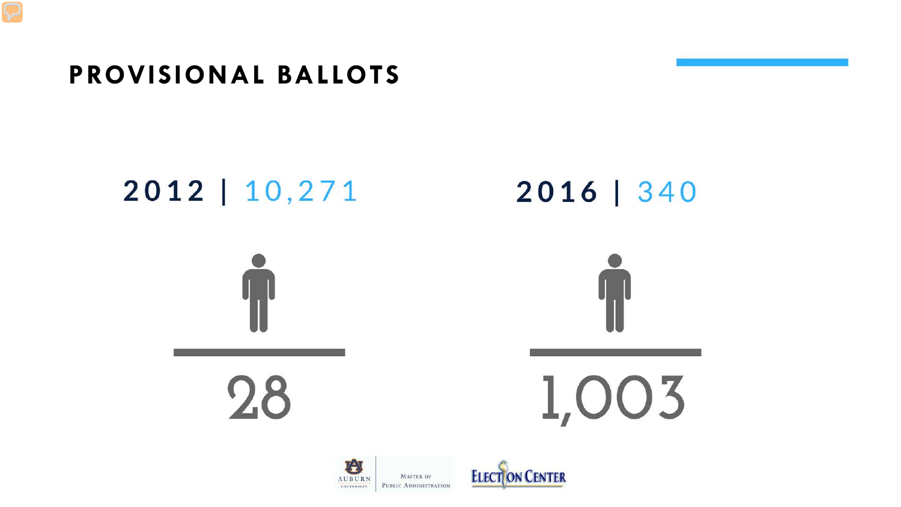# PROVISIONAL BALLOTS

**2012** | 10,271

1 / 28

**2016** | 340

1 / 1,003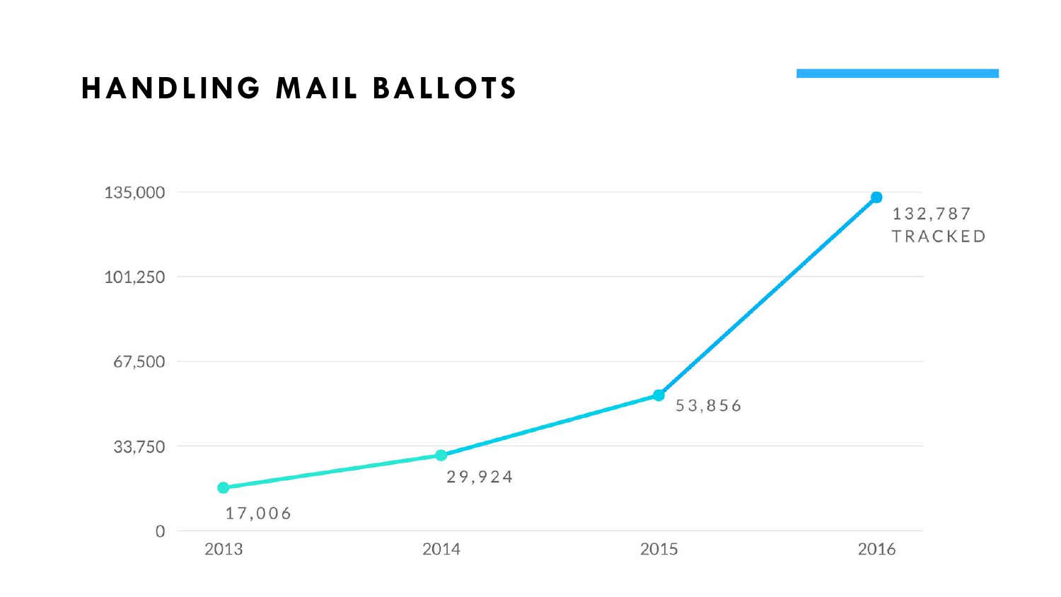# HANDLING MAIL BALLOTS

| Year | Mail Ballots |
| --- | --- |
| 2013 | 17,006 |
| 2014 | 29,924 |
| 2015 | 53,856 |
| 2016 | 132,787 TRACKED |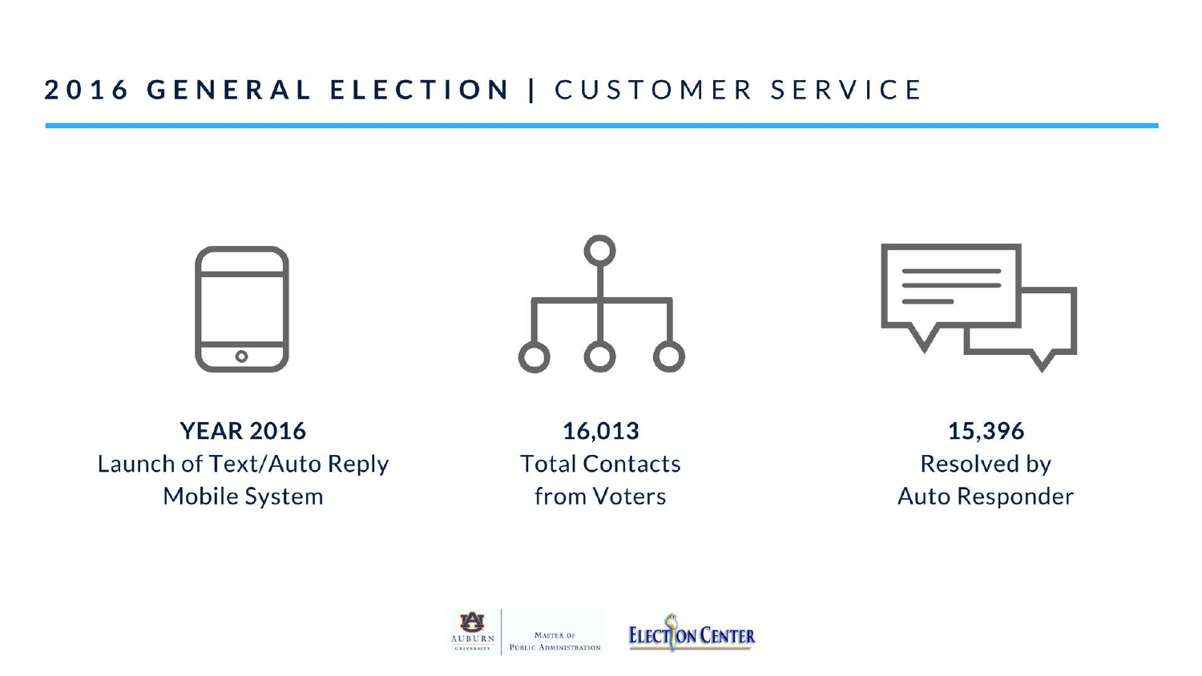## 2016 GENERAL ELECTION | CUSTOMER SERVICE

**YEAR 2016**
Launch of Text/Auto Reply Mobile System

**16,013**
Total Contacts from Voters

**15,396**
Resolved by Auto Responder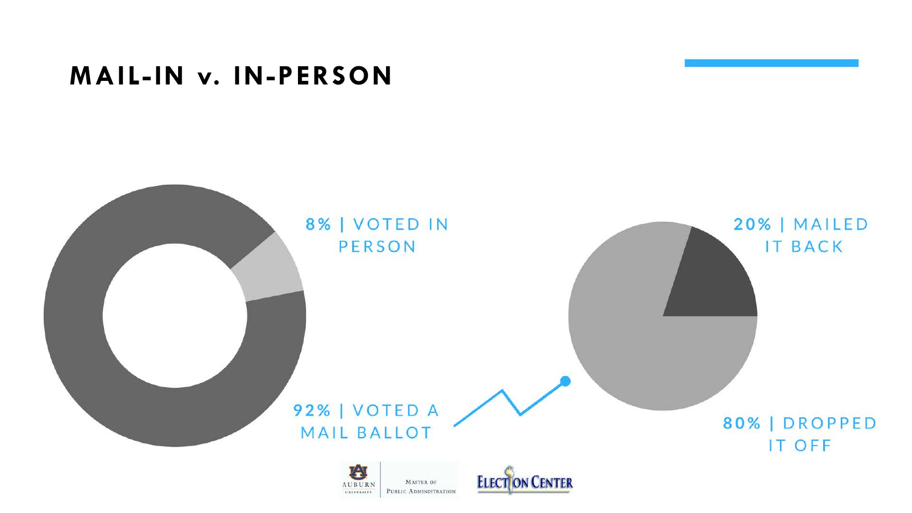# MAIL-IN v. IN-PERSON

8% | VOTED IN PERSON

92% | VOTED A MAIL BALLOT

20% | MAILED IT BACK

80% | DROPPED IT OFF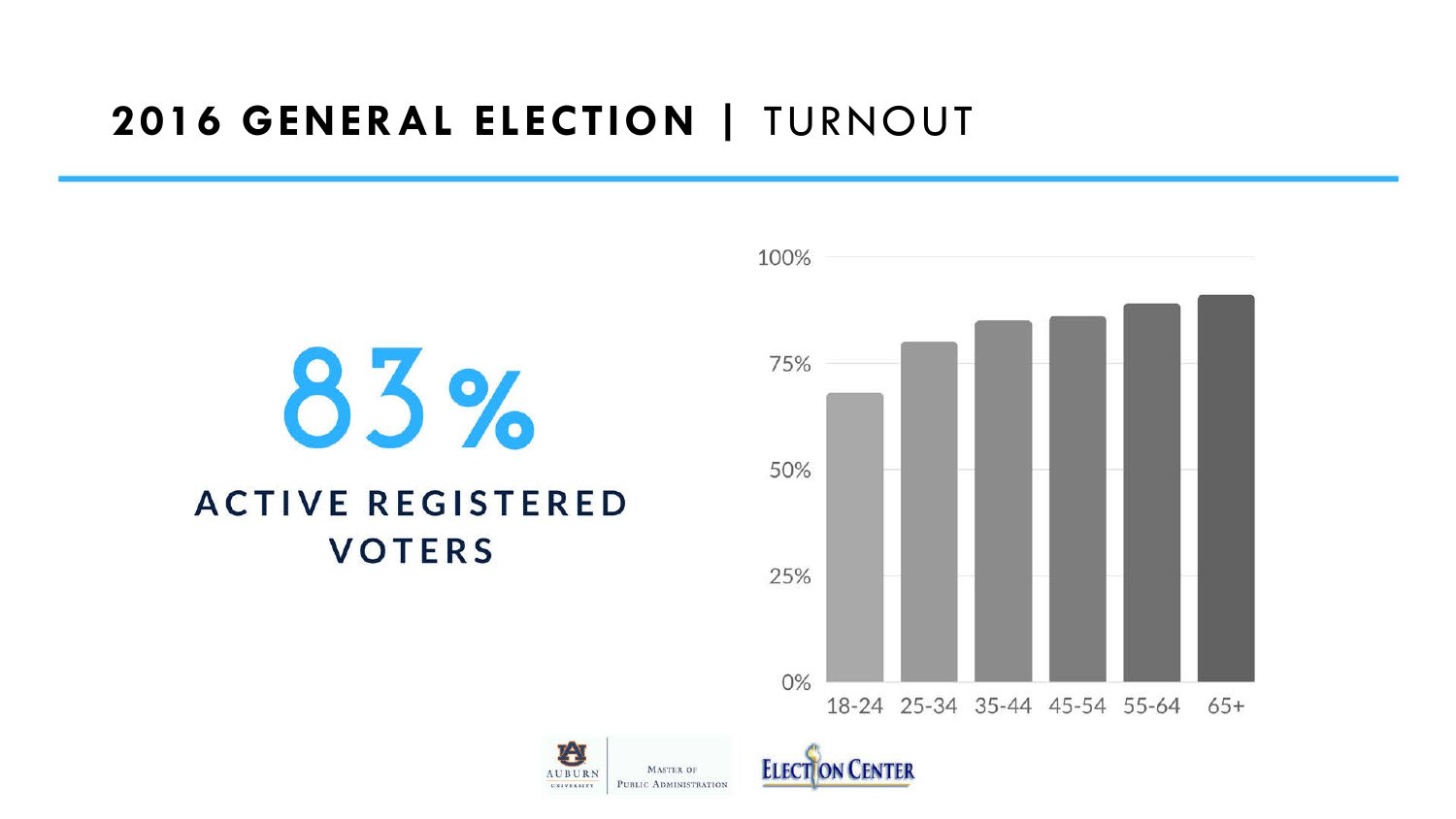# 2016 GENERAL ELECTION | TURNOUT

**83%**

**ACTIVE REGISTERED VOTERS**

100%
75%
50%
25%
0%

18-24 25-34 35-44 45-54 55-64 65+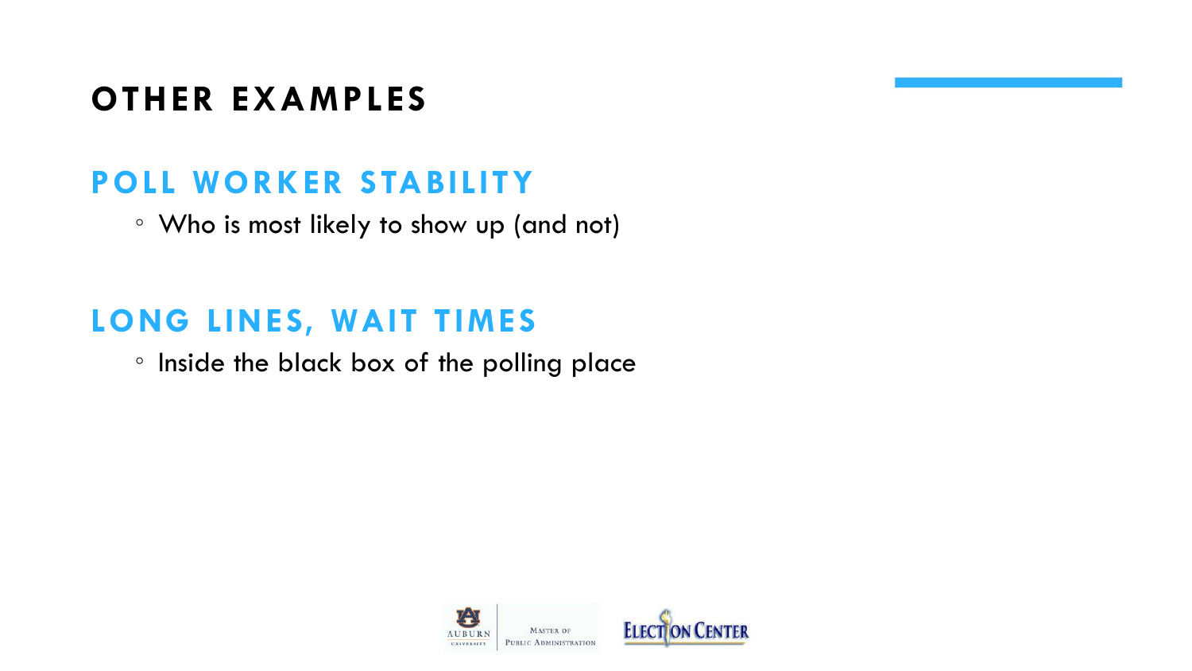# OTHER EXAMPLES

## POLL WORKER STABILITY

- Who is most likely to show up (and not)

## LONG LINES, WAIT TIMES

- Inside the black box of the polling place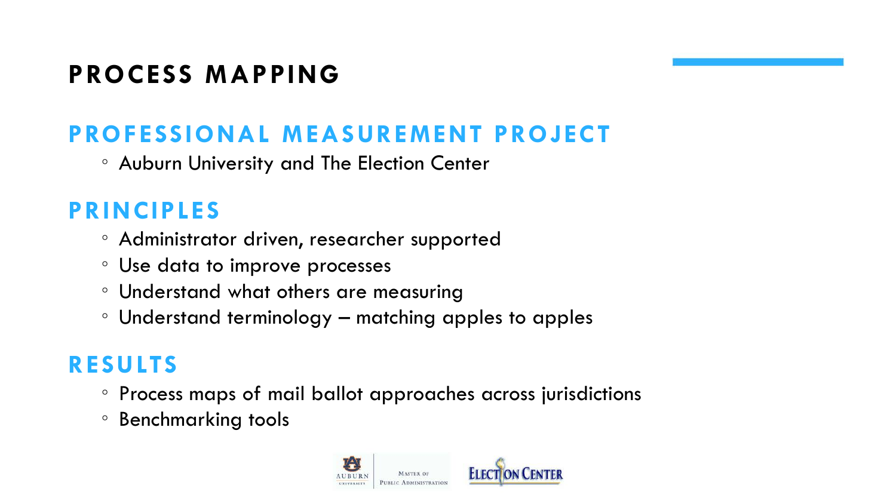# PROCESS MAPPING

## PROFESSIONAL MEASUREMENT PROJECT

- Auburn University and The Election Center

## PRINCIPLES

- Administrator driven, researcher supported
- Use data to improve processes
- Understand what others are measuring
- Understand terminology – matching apples to apples

## RESULTS

- Process maps of mail ballot approaches across jurisdictions
- Benchmarking tools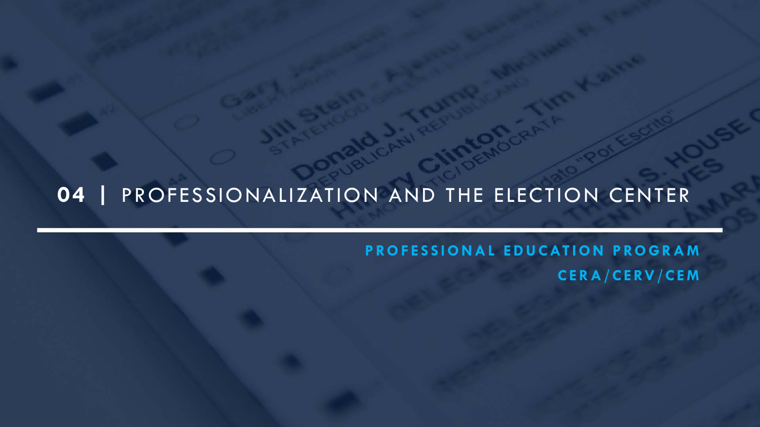# 04 | PROFESSIONALIZATION AND THE ELECTION CENTER

**PROFESSIONAL EDUCATION PROGRAM**

**CERA/CERV/CEM**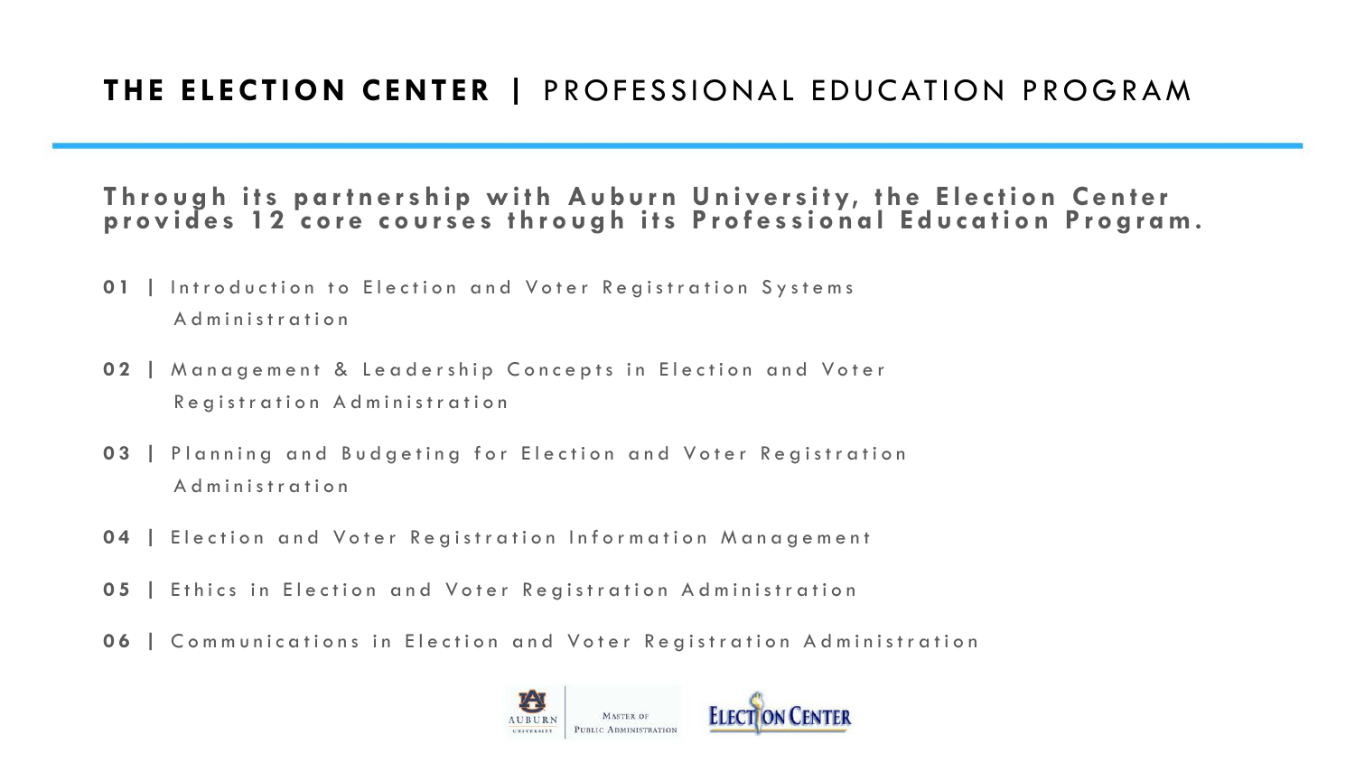# **THE ELECTION CENTER |** PROFESSIONAL EDUCATION PROGRAM

**Through its partnership with Auburn University, the Election Center provides 12 core courses through its Professional Education Program.**

**01 |** Introduction to Election and Voter Registration Systems Administration

**02 |** Management & Leadership Concepts in Election and Voter Registration Administration

**03 |** Planning and Budgeting for Election and Voter Registration Administration

**04 |** Election and Voter Registration Information Management

**05 |** Ethics in Election and Voter Registration Administration

**06 |** Communications in Election and Voter Registration Administration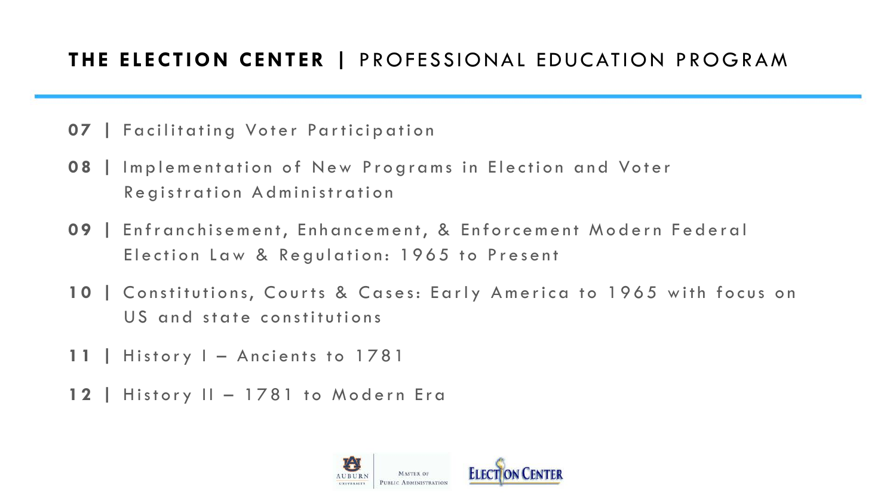## THE ELECTION CENTER | PROFESSIONAL EDUCATION PROGRAM

**07 |** Facilitating Voter Participation

**08 |** Implementation of New Programs in Election and Voter Registration Administration

**09 |** Enfranchisement, Enhancement, & Enforcement Modern Federal Election Law & Regulation: 1965 to Present

**10 |** Constitutions, Courts & Cases: Early America to 1965 with focus on US and state constitutions

**11 |** History I – Ancients to 1781

**12 |** History II – 1781 to Modern Era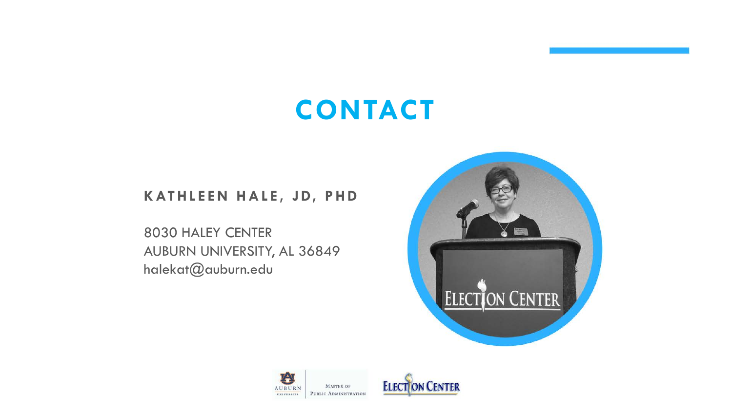# CONTACT

**KATHLEEN HALE, JD, PHD**

8030 HALEY CENTER
AUBURN UNIVERSITY, AL 36849
halekat@auburn.edu